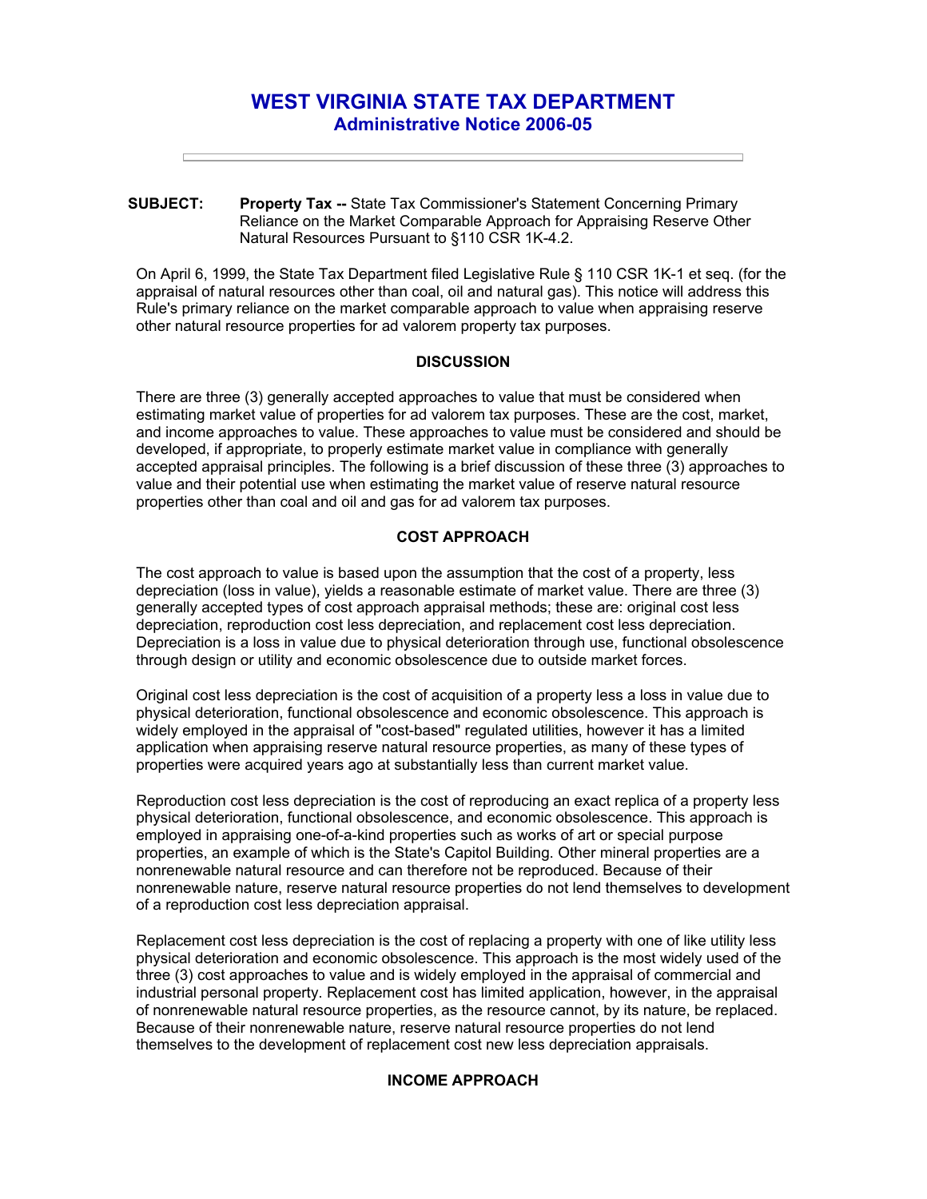# WEST VIRGINIA STATE TAX DEPARTMENT
## Administrative Notice 2006-05

---

**SUBJECT:** **Property Tax --** State Tax Commissioner's Statement Concerning Primary Reliance on the Market Comparable Approach for Appraising Reserve Other Natural Resources Pursuant to §110 CSR 1K-4.2.

On April 6, 1999, the State Tax Department filed Legislative Rule § 110 CSR 1K-1 et seq. (for the appraisal of natural resources other than coal, oil and natural gas). This notice will address this Rule's primary reliance on the market comparable approach to value when appraising reserve other natural resource properties for ad valorem property tax purposes.

### DISCUSSION

There are three (3) generally accepted approaches to value that must be considered when estimating market value of properties for ad valorem tax purposes. These are the cost, market, and income approaches to value. These approaches to value must be considered and should be developed, if appropriate, to properly estimate market value in compliance with generally accepted appraisal principles. The following is a brief discussion of these three (3) approaches to value and their potential use when estimating the market value of reserve natural resource properties other than coal and oil and gas for ad valorem tax purposes.

### COST APPROACH

The cost approach to value is based upon the assumption that the cost of a property, less depreciation (loss in value), yields a reasonable estimate of market value. There are three (3) generally accepted types of cost approach appraisal methods; these are: original cost less depreciation, reproduction cost less depreciation, and replacement cost less depreciation. Depreciation is a loss in value due to physical deterioration through use, functional obsolescence through design or utility and economic obsolescence due to outside market forces.

Original cost less depreciation is the cost of acquisition of a property less a loss in value due to physical deterioration, functional obsolescence and economic obsolescence. This approach is widely employed in the appraisal of "cost-based" regulated utilities, however it has a limited application when appraising reserve natural resource properties, as many of these types of properties were acquired years ago at substantially less than current market value.

Reproduction cost less depreciation is the cost of reproducing an exact replica of a property less physical deterioration, functional obsolescence, and economic obsolescence. This approach is employed in appraising one-of-a-kind properties such as works of art or special purpose properties, an example of which is the State's Capitol Building. Other mineral properties are a nonrenewable natural resource and can therefore not be reproduced. Because of their nonrenewable nature, reserve natural resource properties do not lend themselves to development of a reproduction cost less depreciation appraisal.

Replacement cost less depreciation is the cost of replacing a property with one of like utility less physical deterioration and economic obsolescence. This approach is the most widely used of the three (3) cost approaches to value and is widely employed in the appraisal of commercial and industrial personal property. Replacement cost has limited application, however, in the appraisal of nonrenewable natural resource properties, as the resource cannot, by its nature, be replaced. Because of their nonrenewable nature, reserve natural resource properties do not lend themselves to the development of replacement cost new less depreciation appraisals.

### INCOME APPROACH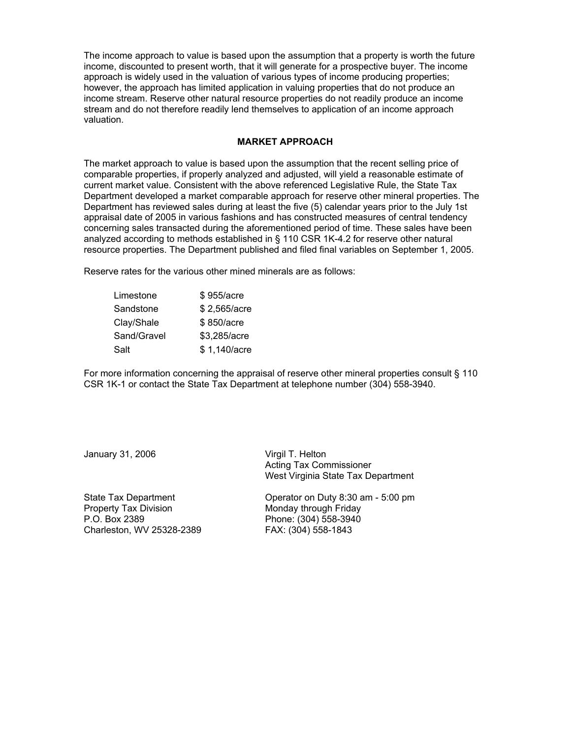The income approach to value is based upon the assumption that a property is worth the future income, discounted to present worth, that it will generate for a prospective buyer. The income approach is widely used in the valuation of various types of income producing properties; however, the approach has limited application in valuing properties that do not produce an income stream. Reserve other natural resource properties do not readily produce an income stream and do not therefore readily lend themselves to application of an income approach valuation.

## MARKET APPROACH

The market approach to value is based upon the assumption that the recent selling price of comparable properties, if properly analyzed and adjusted, will yield a reasonable estimate of current market value. Consistent with the above referenced Legislative Rule, the State Tax Department developed a market comparable approach for reserve other mineral properties. The Department has reviewed sales during at least the five (5) calendar years prior to the July 1st appraisal date of 2005 in various fashions and has constructed measures of central tendency concerning sales transacted during the aforementioned period of time. These sales have been analyzed according to methods established in § 110 CSR 1K-4.2 for reserve other natural resource properties. The Department published and filed final variables on September 1, 2005.

Reserve rates for the various other mined minerals are as follows:

| | |
|---|---|
| Limestone | $ 955/acre |
| Sandstone | $ 2,565/acre |
| Clay/Shale | $ 850/acre |
| Sand/Gravel | $3,285/acre |
| Salt | $ 1,140/acre |

For more information concerning the appraisal of reserve other mineral properties consult § 110 CSR 1K-1 or contact the State Tax Department at telephone number (304) 558-3940.

January 31, 2006

Virgil T. Helton
Acting Tax Commissioner
West Virginia State Tax Department

State Tax Department
Property Tax Division
P.O. Box 2389
Charleston, WV 25328-2389

Operator on Duty 8:30 am - 5:00 pm
Monday through Friday
Phone: (304) 558-3940
FAX: (304) 558-1843